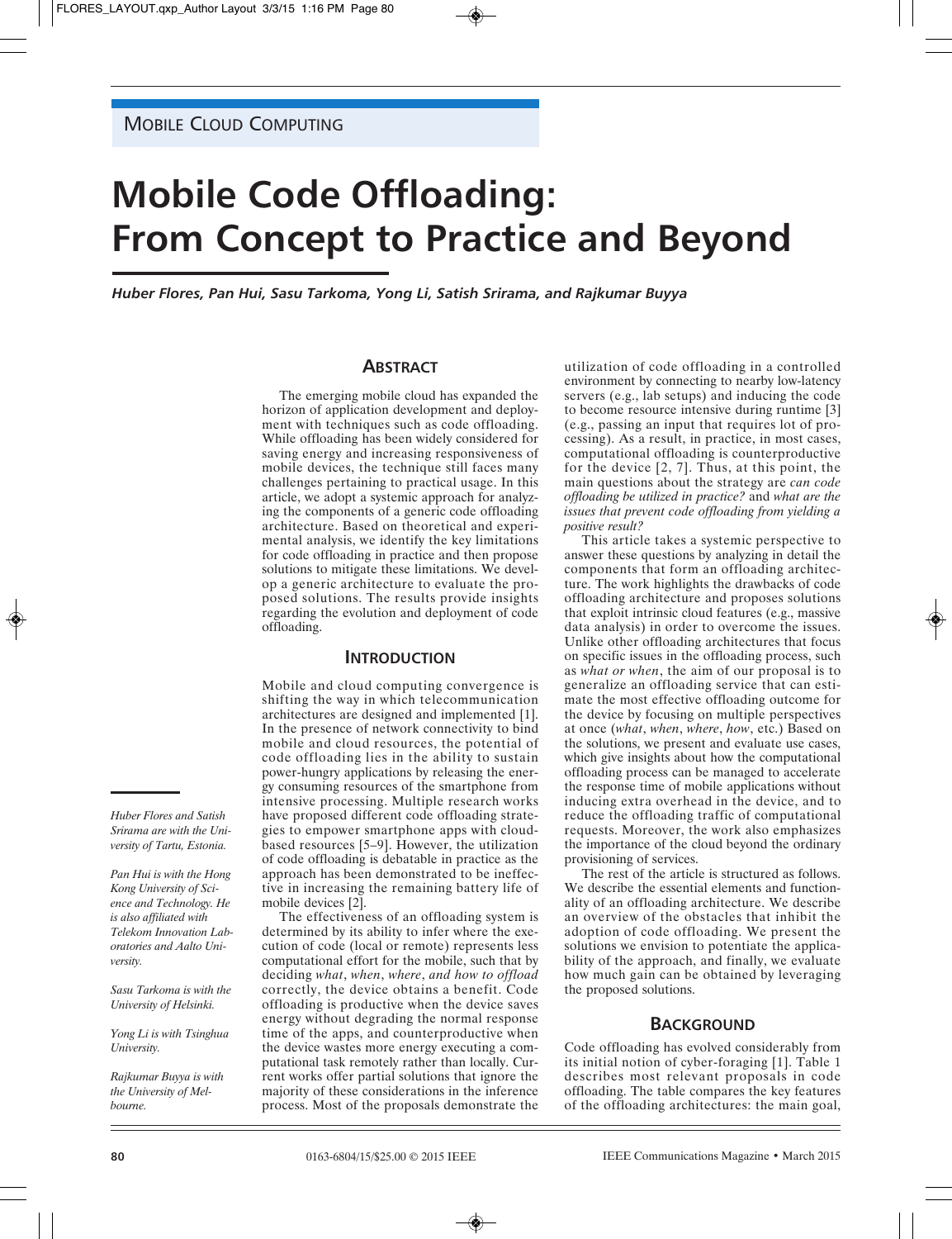MOBILE CLOUD COMPUTING

# Mobile Code Offloading: From Concept to Practice and Beyond

*Huber Flores, Pan Hui, Sasu Tarkoma, Yong Li, Satish Srirama, and Rajkumar Buyya*

*Huber Flores and Satish Srirama are with the University of Tartu, Estonia.*

*Pan Hui is with the Hong Kong University of Science and Technology. He is also affiliated with Telekom Innovation Laboratories and Aalto University.*

*Sasu Tarkoma is with the University of Helsinki.*

*Yong Li is with Tsinghua University.*

*Rajkumar Buyya is with the University of Melbourne.*

## ABSTRACT

The emerging mobile cloud has expanded the horizon of application development and deployment with techniques such as code offloading. While offloading has been widely considered for saving energy and increasing responsiveness of mobile devices, the technique still faces many challenges pertaining to practical usage. In this article, we adopt a systemic approach for analyzing the components of a generic code offloading architecture. Based on theoretical and experimental analysis, we identify the key limitations for code offloading in practice and then propose solutions to mitigate these limitations. We develop a generic architecture to evaluate the proposed solutions. The results provide insights regarding the evolution and deployment of code offloading.

## INTRODUCTION

Mobile and cloud computing convergence is shifting the way in which telecommunication architectures are designed and implemented [1]. In the presence of network connectivity to bind mobile and cloud resources, the potential of code offloading lies in the ability to sustain power-hungry applications by releasing the energy consuming resources of the smartphone from intensive processing. Multiple research works have proposed different code offloading strategies to empower smartphone apps with cloud-based resources [5–9]. However, the utilization of code offloading is debatable in practice as the approach has been demonstrated to be ineffective in increasing the remaining battery life of mobile devices [2].

The effectiveness of an offloading system is determined by its ability to infer where the execution of code (local or remote) represents less computational effort for the mobile, such that by deciding *what*, *when*, *where*, *and how to offload* correctly, the device obtains a benefit. Code offloading is productive when the device saves energy without degrading the normal response time of the apps, and counterproductive when the device wastes more energy executing a computational task remotely rather than locally. Current works offer partial solutions that ignore the majority of these considerations in the inference process. Most of the proposals demonstrate the utilization of code offloading in a controlled environment by connecting to nearby low-latency servers (e.g., lab setups) and inducing the code to become resource intensive during runtime [3] (e.g., passing an input that requires lot of processing). As a result, in practice, in most cases, computational offloading is counterproductive for the device [2, 7]. Thus, at this point, the main questions about the strategy are *can code offloading be utilized in practice?* and *what are the issues that prevent code offloading from yielding a positive result?*

This article takes a systemic perspective to answer these questions by analyzing in detail the components that form an offloading architecture. The work highlights the drawbacks of code offloading architecture and proposes solutions that exploit intrinsic cloud features (e.g., massive data analysis) in order to overcome the issues. Unlike other offloading architectures that focus on specific issues in the offloading process, such as *what or when*, the aim of our proposal is to generalize an offloading service that can estimate the most effective offloading outcome for the device by focusing on multiple perspectives at once (*what*, *when*, *where*, *how*, etc.) Based on the solutions, we present and evaluate use cases, which give insights about how the computational offloading process can be managed to accelerate the response time of mobile applications without inducing extra overhead in the device, and to reduce the offloading traffic of computational requests. Moreover, the work also emphasizes the importance of the cloud beyond the ordinary provisioning of services.

The rest of the article is structured as follows. We describe the essential elements and functionality of an offloading architecture. We describe an overview of the obstacles that inhibit the adoption of code offloading. We present the solutions we envision to potentiate the applicability of the approach, and finally, we evaluate how much gain can be obtained by leveraging the proposed solutions.

## BACKGROUND

Code offloading has evolved considerably from its initial notion of cyber-foraging [1]. Table 1 describes most relevant proposals in code offloading. The table compares the key features of the offloading architectures: the main goal,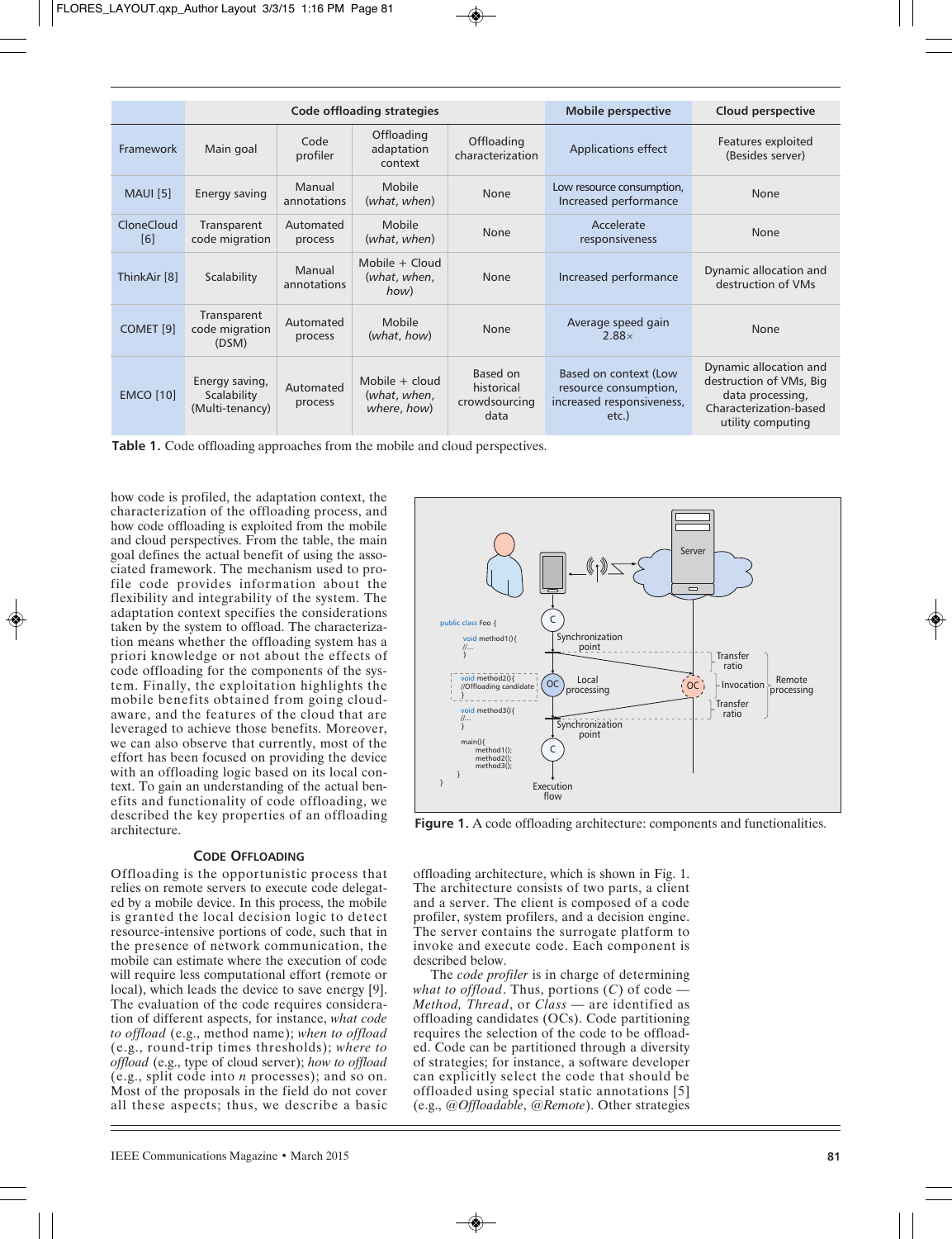| | Code offloading strategies | | | | Mobile perspective | Cloud perspective |
|---|---|---|---|---|---|---|
| Framework | Main goal | Code profiler | Offloading adaptation context | Offloading characterization | Applications effect | Features exploited (Besides server) |
| MAUI [5] | Energy saving | Manual annotations | Mobile (*what, when*) | None | Low resource consumption, Increased performance | None |
| CloneCloud [6] | Transparent code migration | Automated process | Mobile (*what, when*) | None | Accelerate responsiveness | None |
| ThinkAir [8] | Scalability | Manual annotations | Mobile + Cloud (*what, when, how*) | None | Increased performance | Dynamic allocation and destruction of VMs |
| COMET [9] | Transparent code migration (DSM) | Automated process | Mobile (*what, how*) | None | Average speed gain 2.88× | None |
| EMCO [10] | Energy saving, Scalability (Multi-tenancy) | Automated process | Mobile + cloud (*what, when, where, how*) | Based on historical crowdsourcing data | Based on context (Low resource consumption, increased responsiveness, etc.) | Dynamic allocation and destruction of VMs, Big data processing, Characterization-based utility computing |

**Table 1.** Code offloading approaches from the mobile and cloud perspectives.

how code is profiled, the adaptation context, the characterization of the offloading process, and how code offloading is exploited from the mobile and cloud perspectives. From the table, the main goal defines the actual benefit of using the associated framework. The mechanism used to profile code provides information about the flexibility and integrability of the system. The adaptation context specifies the considerations taken by the system to offload. The characterization means whether the offloading system has a priori knowledge or not about the effects of code offloading for the components of the system. Finally, the exploitation highlights the mobile benefits obtained from going cloud-aware, and the features of the cloud that are leveraged to achieve those benefits. Moreover, we can also observe that currently, most of the effort has been focused on providing the device with an offloading logic based on its local context. To gain an understanding of the actual benefits and functionality of code offloading, we described the key properties of an offloading architecture.

**Figure 1.** A code offloading architecture: components and functionalities.

## Code Offloading

Offloading is the opportunistic process that relies on remote servers to execute code delegated by a mobile device. In this process, the mobile is granted the local decision logic to detect resource-intensive portions of code, such that in the presence of network communication, the mobile can estimate where the execution of code will require less computational effort (remote or local), which leads the device to save energy [9]. The evaluation of the code requires consideration of different aspects, for instance, *what code to offload* (e.g., method name); *when to offload* (e.g., round-trip times thresholds); *where to offload* (e.g., type of cloud server); *how to offload* (e.g., split code into *n* processes); and so on. Most of the proposals in the field do not cover all these aspects; thus, we describe a basic offloading architecture, which is shown in Fig. 1. The architecture consists of two parts, a client and a server. The client is composed of a code profiler, system profilers, and a decision engine. The server contains the surrogate platform to invoke and execute code. Each component is described below.

The *code profiler* is in charge of determining *what to offload*. Thus, portions ($C$) of code — *Method, Thread*, or *Class* — are identified as offloading candidates (OCs). Code partitioning requires the selection of the code to be offloaded. Code can be partitioned through a diversity of strategies; for instance, a software developer can explicitly select the code that should be offloaded using special static annotations [5] (e.g., *@Offloadable, @Remote*). Other strategies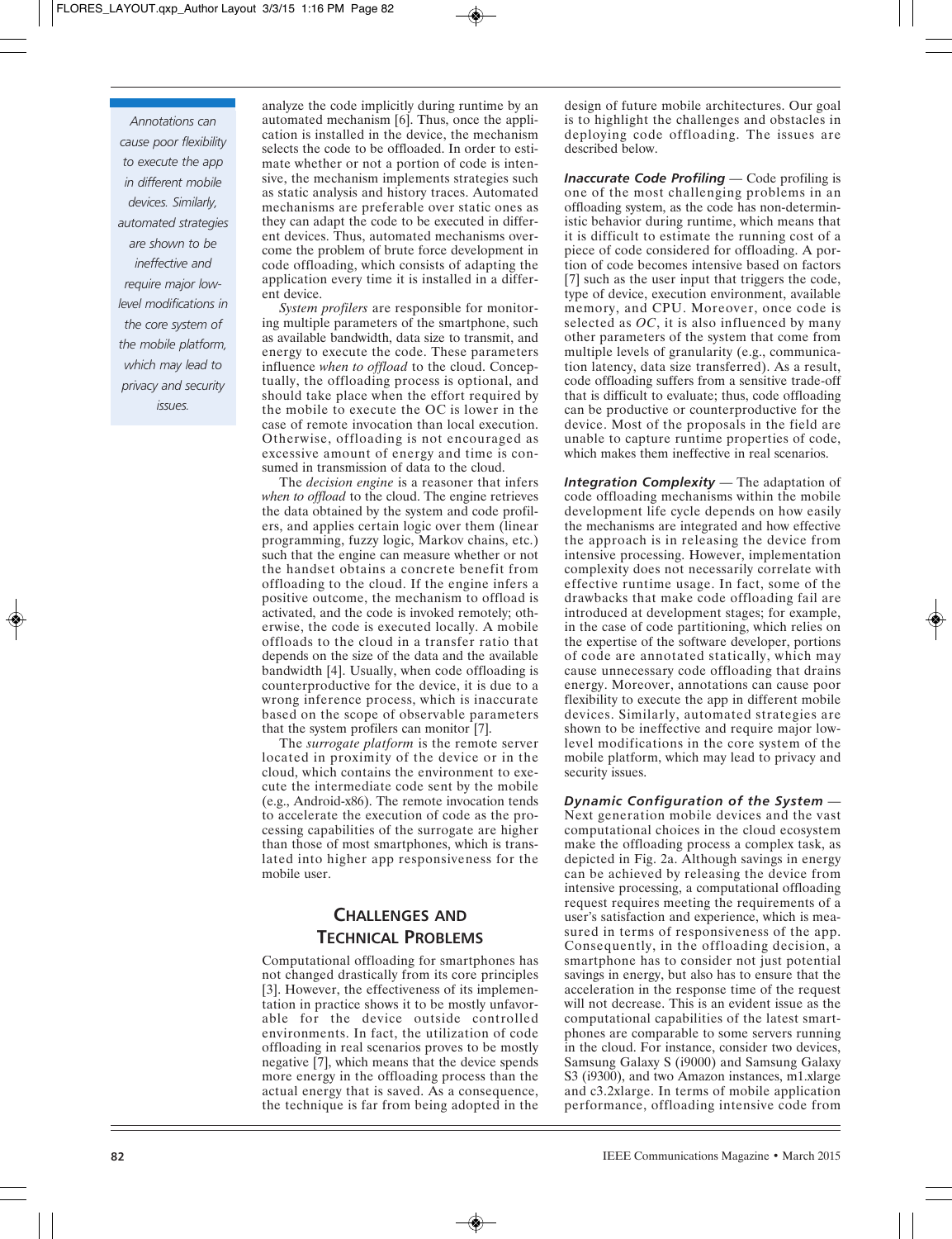> *Annotations can cause poor flexibility to execute the app in different mobile devices. Similarly, automated strategies are shown to be ineffective and require major low-level modifications in the core system of the mobile platform, which may lead to privacy and security issues.*

analyze the code implicitly during runtime by an automated mechanism [6]. Thus, once the application is installed in the device, the mechanism selects the code to be offloaded. In order to estimate whether or not a portion of code is intensive, the mechanism implements strategies such as static analysis and history traces. Automated mechanisms are preferable over static ones as they can adapt the code to be executed in different devices. Thus, automated mechanisms overcome the problem of brute force development in code offloading, which consists of adapting the application every time it is installed in a different device.

*System profilers* are responsible for monitoring multiple parameters of the smartphone, such as available bandwidth, data size to transmit, and energy to execute the code. These parameters influence *when to offload* to the cloud. Conceptually, the offloading process is optional, and should take place when the effort required by the mobile to execute the OC is lower in the case of remote invocation than local execution. Otherwise, offloading is not encouraged as excessive amount of energy and time is consumed in transmission of data to the cloud.

The *decision engine* is a reasoner that infers *when to offload* to the cloud. The engine retrieves the data obtained by the system and code profilers, and applies certain logic over them (linear programming, fuzzy logic, Markov chains, etc.) such that the engine can measure whether or not the handset obtains a concrete benefit from offloading to the cloud. If the engine infers a positive outcome, the mechanism to offload is activated, and the code is invoked remotely; otherwise, the code is executed locally. A mobile offloads to the cloud in a transfer ratio that depends on the size of the data and the available bandwidth [4]. Usually, when code offloading is counterproductive for the device, it is due to a wrong inference process, which is inaccurate based on the scope of observable parameters that the system profilers can monitor [7].

The *surrogate platform* is the remote server located in proximity of the device or in the cloud, which contains the environment to execute the intermediate code sent by the mobile (e.g., Android-x86). The remote invocation tends to accelerate the execution of code as the processing capabilities of the surrogate are higher than those of most smartphones, which is translated into higher app responsiveness for the mobile user.

## Challenges and Technical Problems

Computational offloading for smartphones has not changed drastically from its core principles [3]. However, the effectiveness of its implementation in practice shows it to be mostly unfavorable for the device outside controlled environments. In fact, the utilization of code offloading in real scenarios proves to be mostly negative [7], which means that the device spends more energy in the offloading process than the actual energy that is saved. As a consequence, the technique is far from being adopted in the design of future mobile architectures. Our goal is to highlight the challenges and obstacles in deploying code offloading. The issues are described below.

***Inaccurate Code Profiling*** — Code profiling is one of the most challenging problems in an offloading system, as the code has non-deterministic behavior during runtime, which means that it is difficult to estimate the running cost of a piece of code considered for offloading. A portion of code becomes intensive based on factors [7] such as the user input that triggers the code, type of device, execution environment, available memory, and CPU. Moreover, once code is selected as *OC*, it is also influenced by many other parameters of the system that come from multiple levels of granularity (e.g., communication latency, data size transferred). As a result, code offloading suffers from a sensitive trade-off that is difficult to evaluate; thus, code offloading can be productive or counterproductive for the device. Most of the proposals in the field are unable to capture runtime properties of code, which makes them ineffective in real scenarios.

***Integration Complexity*** — The adaptation of code offloading mechanisms within the mobile development life cycle depends on how easily the mechanisms are integrated and how effective the approach is in releasing the device from intensive processing. However, implementation complexity does not necessarily correlate with effective runtime usage. In fact, some of the drawbacks that make code offloading fail are introduced at development stages; for example, in the case of code partitioning, which relies on the expertise of the software developer, portions of code are annotated statically, which may cause unnecessary code offloading that drains energy. Moreover, annotations can cause poor flexibility to execute the app in different mobile devices. Similarly, automated strategies are shown to be ineffective and require major low-level modifications in the core system of the mobile platform, which may lead to privacy and security issues.

***Dynamic Configuration of the System*** — Next generation mobile devices and the vast computational choices in the cloud ecosystem make the offloading process a complex task, as depicted in Fig. 2a. Although savings in energy can be achieved by releasing the device from intensive processing, a computational offloading request requires meeting the requirements of a user's satisfaction and experience, which is measured in terms of responsiveness of the app. Consequently, in the offloading decision, a smartphone has to consider not just potential savings in energy, but also has to ensure that the acceleration in the response time of the request will not decrease. This is an evident issue as the computational capabilities of the latest smartphones are comparable to some servers running in the cloud. For instance, consider two devices, Samsung Galaxy S (i9000) and Samsung Galaxy S3 (i9300), and two Amazon instances, m1.xlarge and c3.2xlarge. In terms of mobile application performance, offloading intensive code from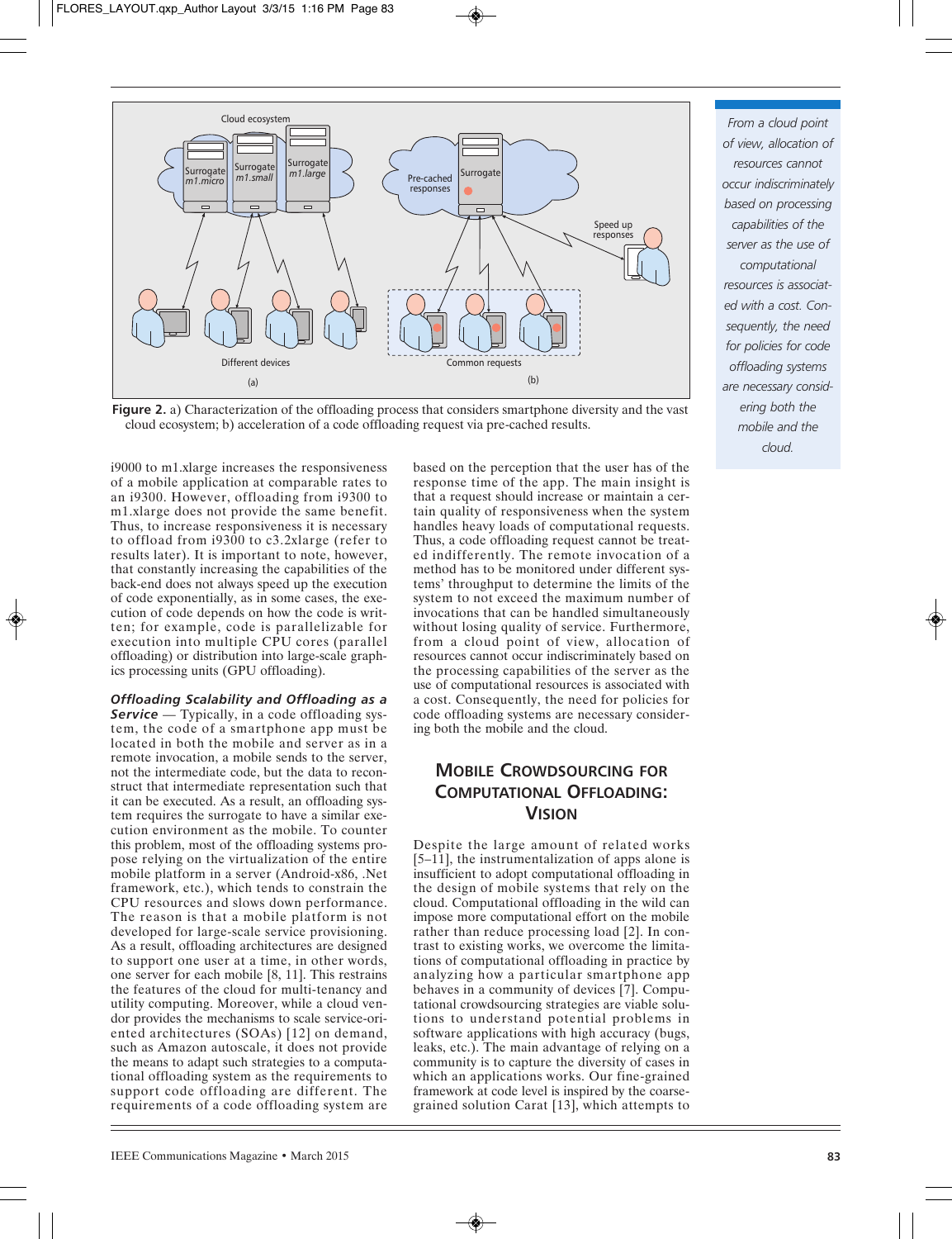Figure 2. a) Characterization of the offloading process that considers smartphone diversity and the vast cloud ecosystem; b) acceleration of a code offloading request via pre-cached results.

*From a cloud point of view, allocation of resources cannot occur indiscriminately based on processing capabilities of the server as the use of computational resources is associated with a cost. Consequently, the need for policies for code offloading systems are necessary considering both the mobile and the cloud.*

i9000 to m1.xlarge increases the responsiveness of a mobile application at comparable rates to an i9300. However, offloading from i9300 to m1.xlarge does not provide the same benefit. Thus, to increase responsiveness it is necessary to offload from i9300 to c3.2xlarge (refer to results later). It is important to note, however, that constantly increasing the capabilities of the back-end does not always speed up the execution of code exponentially, as in some cases, the execution of code depends on how the code is written; for example, code is parallelizable for execution into multiple CPU cores (parallel offloading) or distribution into large-scale graphics processing units (GPU offloading).

***Offloading Scalability and Offloading as a Service*** — Typically, in a code offloading system, the code of a smartphone app must be located in both the mobile and server as in a remote invocation, a mobile sends to the server, not the intermediate code, but the data to reconstruct that intermediate representation such that it can be executed. As a result, an offloading system requires the surrogate to have a similar execution environment as the mobile. To counter this problem, most of the offloading systems propose relying on the virtualization of the entire mobile platform in a server (Android-x86, .Net framework, etc.), which tends to constrain the CPU resources and slows down performance. The reason is that a mobile platform is not developed for large-scale service provisioning. As a result, offloading architectures are designed to support one user at a time, in other words, one server for each mobile [8, 11]. This restrains the features of the cloud for multi-tenancy and utility computing. Moreover, while a cloud vendor provides the mechanisms to scale service-oriented architectures (SOAs) [12] on demand, such as Amazon autoscale, it does not provide the means to adapt such strategies to a computational offloading system as the requirements to support code offloading are different. The requirements of a code offloading system are based on the perception that the user has of the response time of the app. The main insight is that a request should increase or maintain a certain quality of responsiveness when the system handles heavy loads of computational requests. Thus, a code offloading request cannot be treated indifferently. The remote invocation of a method has to be monitored under different systems' throughput to determine the limits of the system to not exceed the maximum number of invocations that can be handled simultaneously without losing quality of service. Furthermore, from a cloud point of view, allocation of resources cannot occur indiscriminately based on the processing capabilities of the server as the use of computational resources is associated with a cost. Consequently, the need for policies for code offloading systems are necessary considering both the mobile and the cloud.

## Mobile Crowdsourcing for Computational Offloading: Vision

Despite the large amount of related works [5–11], the instrumentalization of apps alone is insufficient to adopt computational offloading in the design of mobile systems that rely on the cloud. Computational offloading in the wild can impose more computational effort on the mobile rather than reduce processing load [2]. In contrast to existing works, we overcome the limitations of computational offloading in practice by analyzing how a particular smartphone app behaves in a community of devices [7]. Computational crowdsourcing strategies are viable solutions to understand potential problems in software applications with high accuracy (bugs, leaks, etc.). The main advantage of relying on a community is to capture the diversity of cases in which an applications works. Our fine-grained framework at code level is inspired by the coarse-grained solution Carat [13], which attempts to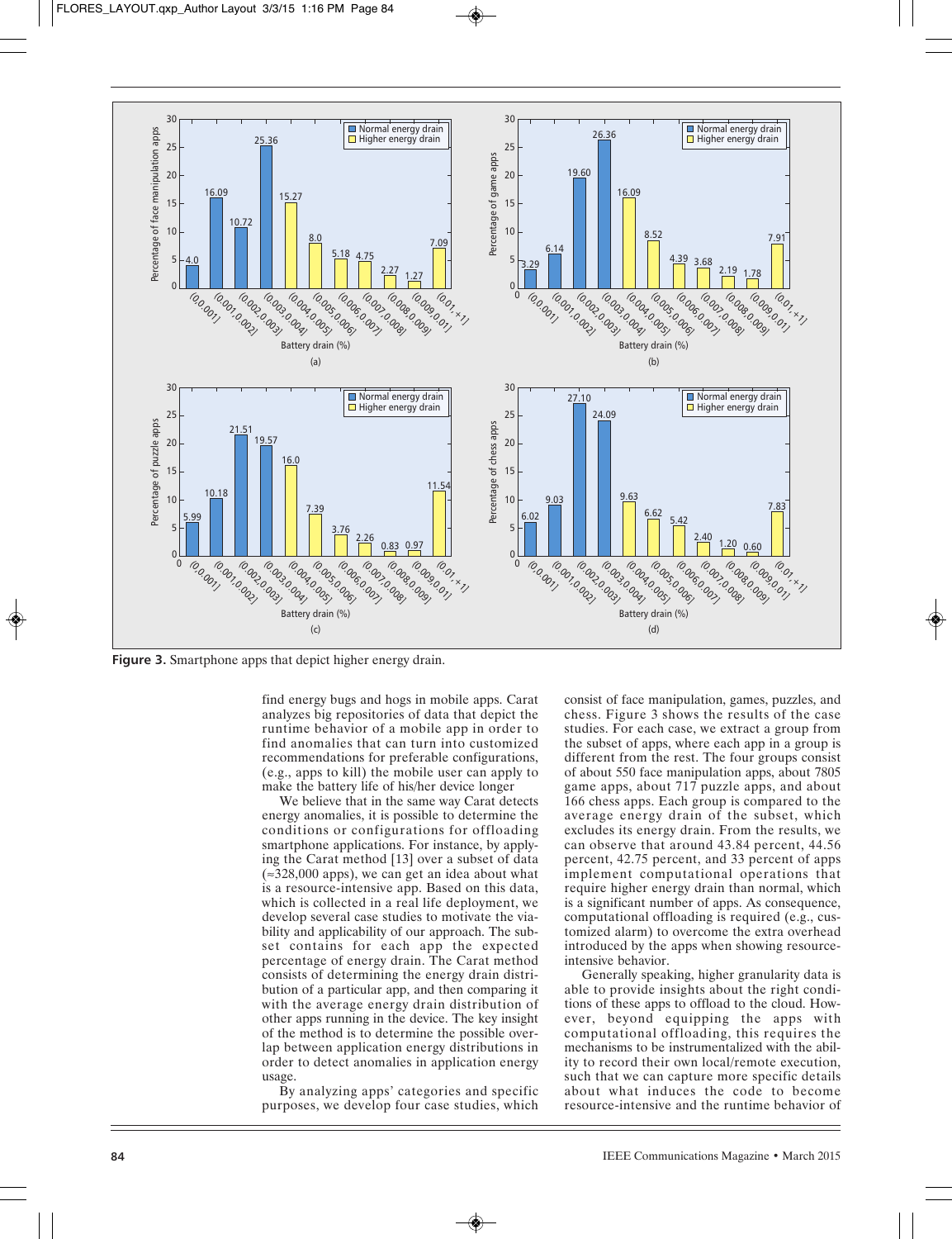Figure 3. Smartphone apps that depict higher energy drain.

find energy bugs and hogs in mobile apps. Carat analyzes big repositories of data that depict the runtime behavior of a mobile app in order to find anomalies that can turn into customized recommendations for preferable configurations, (e.g., apps to kill) the mobile user can apply to make the battery life of his/her device longer

We believe that in the same way Carat detects energy anomalies, it is possible to determine the conditions or configurations for offloading smartphone applications. For instance, by applying the Carat method [13] over a subset of data (≈328,000 apps), we can get an idea about what is a resource-intensive app. Based on this data, which is collected in a real life deployment, we develop several case studies to motivate the viability and applicability of our approach. The subset contains for each app the expected percentage of energy drain. The Carat method consists of determining the energy drain distribution of a particular app, and then comparing it with the average energy drain distribution of other apps running in the device. The key insight of the method is to determine the possible overlap between application energy distributions in order to detect anomalies in application energy usage.

By analyzing apps' categories and specific purposes, we develop four case studies, which consist of face manipulation, games, puzzles, and chess. Figure 3 shows the results of the case studies. For each case, we extract a group from the subset of apps, where each app in a group is different from the rest. The four groups consist of about 550 face manipulation apps, about 7805 game apps, about 717 puzzle apps, and about 166 chess apps. Each group is compared to the average energy drain of the subset, which excludes its energy drain. From the results, we can observe that around 43.84 percent, 44.56 percent, 42.75 percent, and 33 percent of apps implement computational operations that require higher energy drain than normal, which is a significant number of apps. As consequence, computational offloading is required (e.g., customized alarm) to overcome the extra overhead introduced by the apps when showing resource-intensive behavior.

Generally speaking, higher granularity data is able to provide insights about the right conditions of these apps to offload to the cloud. However, beyond equipping the apps with computational offloading, this requires the mechanisms to be instrumentalized with the ability to record their own local/remote execution, such that we can capture more specific details about what induces the code to become resource-intensive and the runtime behavior of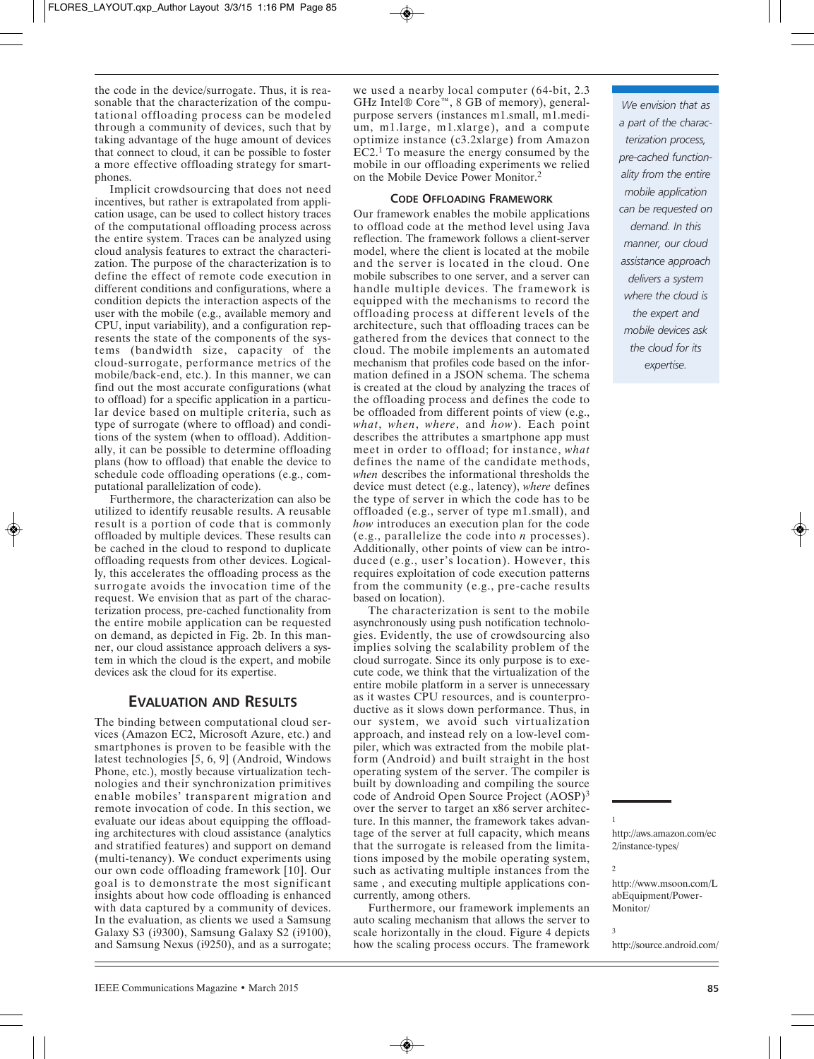the code in the device/surrogate. Thus, it is reasonable that the characterization of the computational offloading process can be modeled through a community of devices, such that by taking advantage of the huge amount of devices that connect to cloud, it can be possible to foster a more effective offloading strategy for smartphones.

Implicit crowdsourcing that does not need incentives, but rather is extrapolated from application usage, can be used to collect history traces of the computational offloading process across the entire system. Traces can be analyzed using cloud analysis features to extract the characterization. The purpose of the characterization is to define the effect of remote code execution in different conditions and configurations, where a condition depicts the interaction aspects of the user with the mobile (e.g., available memory and CPU, input variability), and a configuration represents the state of the components of the systems (bandwidth size, capacity of the cloud-surrogate, performance metrics of the mobile/back-end, etc.). In this manner, we can find out the most accurate configurations (what to offload) for a specific application in a particular device based on multiple criteria, such as type of surrogate (where to offload) and conditions of the system (when to offload). Additionally, it can be possible to determine offloading plans (how to offload) that enable the device to schedule code offloading operations (e.g., computational parallelization of code).

Furthermore, the characterization can also be utilized to identify reusable results. A reusable result is a portion of code that is commonly offloaded by multiple devices. These results can be cached in the cloud to respond to duplicate offloading requests from other devices. Logically, this accelerates the offloading process as the surrogate avoids the invocation time of the request. We envision that as part of the characterization process, pre-cached functionality from the entire mobile application can be requested on demand, as depicted in Fig. 2b. In this manner, our cloud assistance approach delivers a system in which the cloud is the expert, and mobile devices ask the cloud for its expertise.

## Evaluation and Results

The binding between computational cloud services (Amazon EC2, Microsoft Azure, etc.) and smartphones is proven to be feasible with the latest technologies [5, 6, 9] (Android, Windows Phone, etc.), mostly because virtualization technologies and their synchronization primitives enable mobiles' transparent migration and remote invocation of code. In this section, we evaluate our ideas about equipping the offloading architectures with cloud assistance (analytics and stratified features) and support on demand (multi-tenancy). We conduct experiments using our own code offloading framework [10]. Our goal is to demonstrate the most significant insights about how code offloading is enhanced with data captured by a community of devices. In the evaluation, as clients we used a Samsung Galaxy S3 (i9300), Samsung Galaxy S2 (i9100), and Samsung Nexus (i9250), and as a surrogate; we used a nearby local computer (64-bit, 2.3 GHz Intel® Core™, 8 GB of memory), general-purpose servers (instances m1.small, m1.medium, m1.large, m1.xlarge), and a compute optimize instance (c3.2xlarge) from Amazon EC2.[1] To measure the energy consumed by the mobile in our offloading experiments we relied on the Mobile Device Power Monitor.[2]

### Code Offloading Framework

Our framework enables the mobile applications to offload code at the method level using Java reflection. The framework follows a client-server model, where the client is located at the mobile and the server is located in the cloud. One mobile subscribes to one server, and a server can handle multiple devices. The framework is equipped with the mechanisms to record the offloading process at different levels of the architecture, such that offloading traces can be gathered from the devices that connect to the cloud. The mobile implements an automated mechanism that profiles code based on the information defined in a JSON schema. The schema is created at the cloud by analyzing the traces of the offloading process and defines the code to be offloaded from different points of view (e.g., *what*, *when*, *where*, and *how*). Each point describes the attributes a smartphone app must meet in order to offload; for instance, *what* defines the name of the candidate methods, *when* describes the informational thresholds the device must detect (e.g., latency), *where* defines the type of server in which the code has to be offloaded (e.g., server of type m1.small), and *how* introduces an execution plan for the code (e.g., parallelize the code into *n* processes). Additionally, other points of view can be introduced (e.g., user's location). However, this requires exploitation of code execution patterns from the community (e.g., pre-cache results based on location).

The characterization is sent to the mobile asynchronously using push notification technologies. Evidently, the use of crowdsourcing also implies solving the scalability problem of the cloud surrogate. Since its only purpose is to execute code, we think that the virtualization of the entire mobile platform in a server is unnecessary as it wastes CPU resources, and is counterproductive as it slows down performance. Thus, in our system, we avoid such virtualization approach, and instead rely on a low-level compiler, which was extracted from the mobile platform (Android) and built straight in the host operating system of the server. The compiler is built by downloading and compiling the source code of Android Open Source Project (AOSP)[3] over the server to target an x86 server architecture. In this manner, the framework takes advantage of the server at full capacity, which means that the surrogate is released from the limitations imposed by the mobile operating system, such as activating multiple instances from the same , and executing multiple applications concurrently, among others.

Furthermore, our framework implements an auto scaling mechanism that allows the server to scale horizontally in the cloud. Figure 4 depicts how the scaling process occurs. The framework

*We envision that as a part of the characterization process, pre-cached functionality from the entire mobile application can be requested on demand. In this manner, our cloud assistance approach delivers a system where the cloud is the expert and mobile devices ask the cloud for its expertise.*

[1] http://aws.amazon.com/ec2/instance-types/

[2] http://www.msoon.com/LabEquipment/PowerMonitor/

[3] http://source.android.com/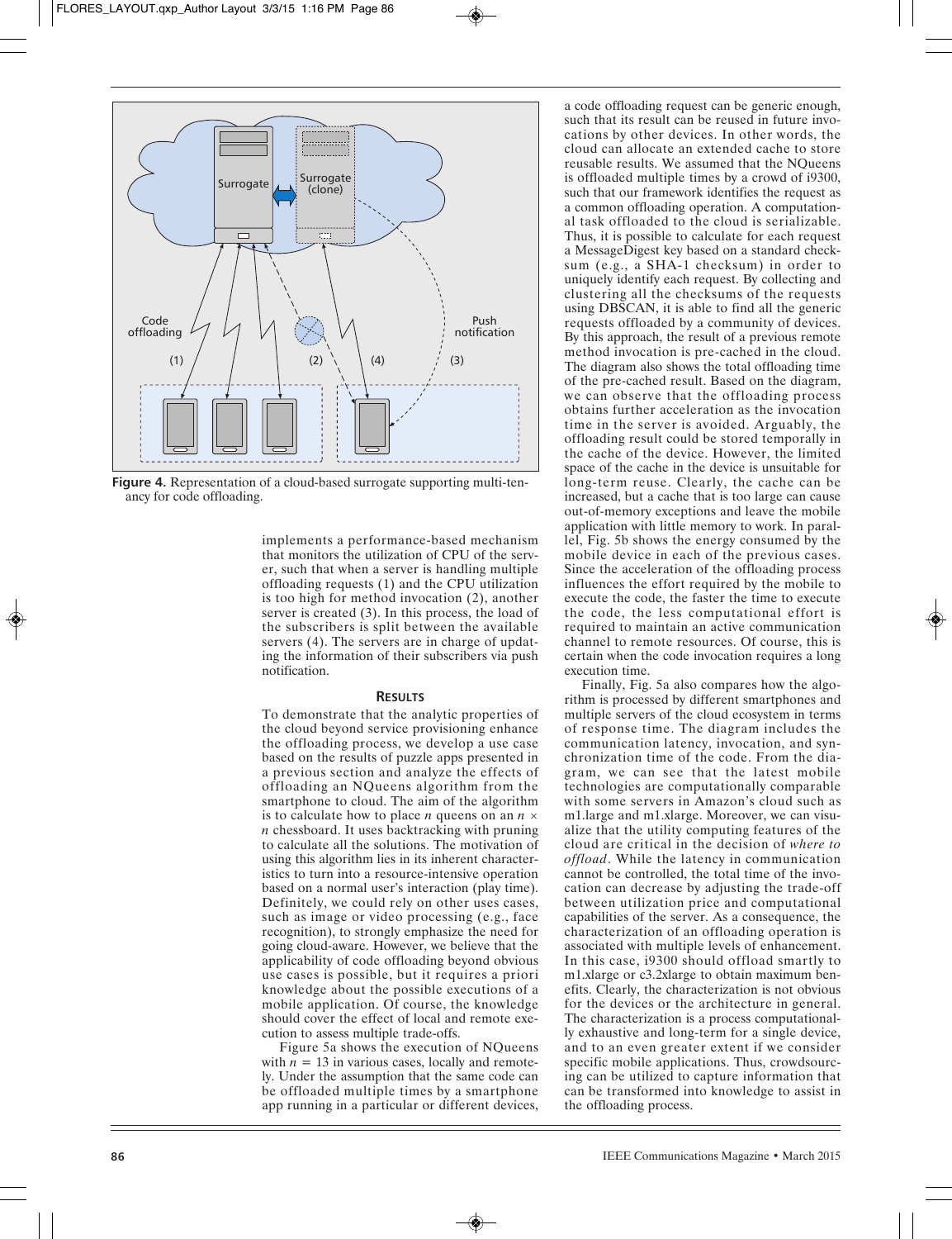Surrogate

Surrogate (clone)

Code offloading

Push notification

(1)

(2)

(4)

(3)

**Figure 4.** Representation of a cloud-based surrogate supporting multi-tenancy for code offloading.

implements a performance-based mechanism that monitors the utilization of CPU of the server, such that when a server is handling multiple offloading requests (1) and the CPU utilization is too high for method invocation (2), another server is created (3). In this process, the load of the subscribers is split between the available servers (4). The servers are in charge of updating the information of their subscribers via push notification.

## RESULTS

To demonstrate that the analytic properties of the cloud beyond service provisioning enhance the offloading process, we develop a use case based on the results of puzzle apps presented in a previous section and analyze the effects of offloading an NQueens algorithm from the smartphone to cloud. The aim of the algorithm is to calculate how to place $n$ queens on an $n \times n$ chessboard. It uses backtracking with pruning to calculate all the solutions. The motivation of using this algorithm lies in its inherent characteristics to turn into a resource-intensive operation based on a normal user's interaction (play time). Definitely, we could rely on other uses cases, such as image or video processing (e.g., face recognition), to strongly emphasize the need for going cloud-aware. However, we believe that the applicability of code offloading beyond obvious use cases is possible, but it requires a priori knowledge about the possible executions of a mobile application. Of course, the knowledge should cover the effect of local and remote execution to assess multiple trade-offs.

Figure 5a shows the execution of NQueens with $n = 13$ in various cases, locally and remotely. Under the assumption that the same code can be offloaded multiple times by a smartphone app running in a particular or different devices, a code offloading request can be generic enough, such that its result can be reused in future invocations by other devices. In other words, the cloud can allocate an extended cache to store reusable results. We assumed that the NQueens is offloaded multiple times by a crowd of i9300, such that our framework identifies the request as a common offloading operation. A computational task offloaded to the cloud is serializable. Thus, it is possible to calculate for each request a MessageDigest key based on a standard checksum (e.g., a SHA-1 checksum) in order to uniquely identify each request. By collecting and clustering all the checksums of the requests using DBSCAN, it is able to find all the generic requests offloaded by a community of devices. By this approach, the result of a previous remote method invocation is pre-cached in the cloud. The diagram also shows the total offloading time of the pre-cached result. Based on the diagram, we can observe that the offloading process obtains further acceleration as the invocation time in the server is avoided. Arguably, the offloading result could be stored temporally in the cache of the device. However, the limited space of the cache in the device is unsuitable for long-term reuse. Clearly, the cache can be increased, but a cache that is too large can cause out-of-memory exceptions and leave the mobile application with little memory to work. In parallel, Fig. 5b shows the energy consumed by the mobile device in each of the previous cases. Since the acceleration of the offloading process influences the effort required by the mobile to execute the code, the faster the time to execute the code, the less computational effort is required to maintain an active communication channel to remote resources. Of course, this is certain when the code invocation requires a long execution time.

Finally, Fig. 5a also compares how the algorithm is processed by different smartphones and multiple servers of the cloud ecosystem in terms of response time. The diagram includes the communication latency, invocation, and synchronization time of the code. From the diagram, we can see that the latest mobile technologies are computationally comparable with some servers in Amazon's cloud such as m1.large and m1.xlarge. Moreover, we can visualize that the utility computing features of the cloud are critical in the decision of *where to offload*. While the latency in communication cannot be controlled, the total time of the invocation can decrease by adjusting the trade-off between utilization price and computational capabilities of the server. As a consequence, the characterization of an offloading operation is associated with multiple levels of enhancement. In this case, i9300 should offload smartly to m1.xlarge or c3.2xlarge to obtain maximum benefits. Clearly, the characterization is not obvious for the devices or the architecture in general. The characterization is a process computationally exhaustive and long-term for a single device, and to an even greater extent if we consider specific mobile applications. Thus, crowdsourcing can be utilized to capture information that can be transformed into knowledge to assist in the offloading process.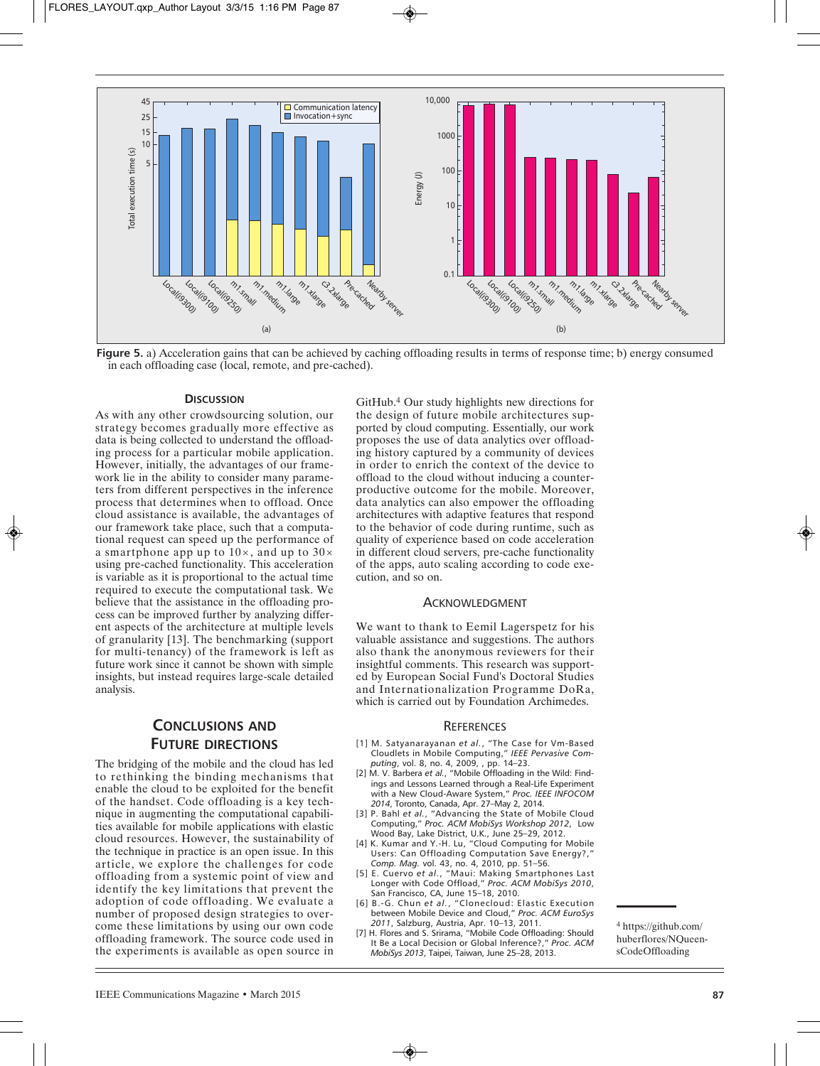45
25
15
10
5
Total execution time (s)
Communication latency
Invocation+sync
Local(i9300)
Local(i9100)
Local(i9250)
m1.small
m1.medium
m1.large
m1.xlarge
c3.2xlarge
Pre-cached
Nearby server
(a)

10,000
1000
100
10
1
0.1
Energy (J)
Local(i9300)
Local(i9100)
Local(i9250)
m1.small
m1.medium
m1.large
m1.xlarge
c3.2xlarge
Pre-cached
Nearby server
(b)

**Figure 5.** a) Acceleration gains that can be achieved by caching offloading results in terms of response time; b) energy consumed in each offloading case (local, remote, and pre-cached).

### Discussion

As with any other crowdsourcing solution, our strategy becomes gradually more effective as data is being collected to understand the offloading process for a particular mobile application. However, initially, the advantages of our framework lie in the ability to consider many parameters from different perspectives in the inference process that determines when to offload. Once cloud assistance is available, the advantages of our framework take place, such that a computational request can speed up the performance of a smartphone app up to 10×, and up to 30× using pre-cached functionality. This acceleration is variable as it is proportional to the actual time required to execute the computational task. We believe that the assistance in the offloading process can be improved further by analyzing different aspects of the architecture at multiple levels of granularity [13]. The benchmarking (support for multi-tenancy) of the framework is left as future work since it cannot be shown with simple insights, but instead requires large-scale detailed analysis.

## Conclusions and Future Directions

The bridging of the mobile and the cloud has led to rethinking the binding mechanisms that enable the cloud to be exploited for the benefit of the handset. Code offloading is a key technique in augmenting the computational capabilities available for mobile applications with elastic cloud resources. However, the sustainability of the technique in practice is an open issue. In this article, we explore the challenges for code offloading from a systemic point of view and identify the key limitations that prevent the adoption of code offloading. We evaluate a number of proposed design strategies to overcome these limitations by using our own code offloading framework. The source code used in the experiments is available as open source in GitHub.[4] Our study highlights new directions for the design of future mobile architectures supported by cloud computing. Essentially, our work proposes the use of data analytics over offloading history captured by a community of devices in order to enrich the context of the device to offload to the cloud without inducing a counterproductive outcome for the mobile. Moreover, data analytics can also empower the offloading architectures with adaptive features that respond to the behavior of code during runtime, such as quality of experience based on code acceleration in different cloud servers, pre-cache functionality of the apps, auto scaling according to code execution, and so on.

## Acknowledgment

We want to thank to Eemil Lagerspetz for his valuable assistance and suggestions. The authors also thank the anonymous reviewers for their insightful comments. This research was supported by European Social Fund's Doctoral Studies and Internationalization Programme DoRa, which is carried out by Foundation Archimedes.

## References

[1] M. Satyanarayanan *et al.*, "The Case for Vm-Based Cloudlets in Mobile Computing," *IEEE Pervasive Computing*, vol. 8, no. 4, 2009, , pp. 14–23.

[2] M. V. Barbera *et al.*, "Mobile Offloading in the Wild: Findings and Lessons Learned through a Real-Life Experiment with a New Cloud-Aware System," *Proc. IEEE INFOCOM 2014*, Toronto, Canada, Apr. 27–May 2, 2014.

[3] P. Bahl *et al.*, "Advancing the State of Mobile Cloud Computing," *Proc. ACM MobiSys Workshop 2012*, Low Wood Bay, Lake District, U.K., June 25–29, 2012.

[4] K. Kumar and Y.-H. Lu, "Cloud Computing for Mobile Users: Can Offloading Computation Save Energy?," *Comp. Mag.* vol. 43, no. 4, 2010, pp. 51–56.

[5] E. Cuervo *et al.*, "Maui: Making Smartphones Last Longer with Code Offload," *Proc. ACM MobiSys 2010*, San Francisco, CA, June 15–18, 2010.

[6] B.-G. Chun *et al.*, "Clonecloud: Elastic Execution between Mobile Device and Cloud," *Proc. ACM EuroSys 2011*, Salzburg, Austria, Apr. 10–13, 2011.

[7] H. Flores and S. Srirama, "Mobile Code Offloading: Should It Be a Local Decision or Global Inference?," *Proc. ACM MobiSys 2013*, Taipei, Taiwan, June 25–28, 2013.

---

[4] https://github.com/huberflores/NQueensCodeOffloading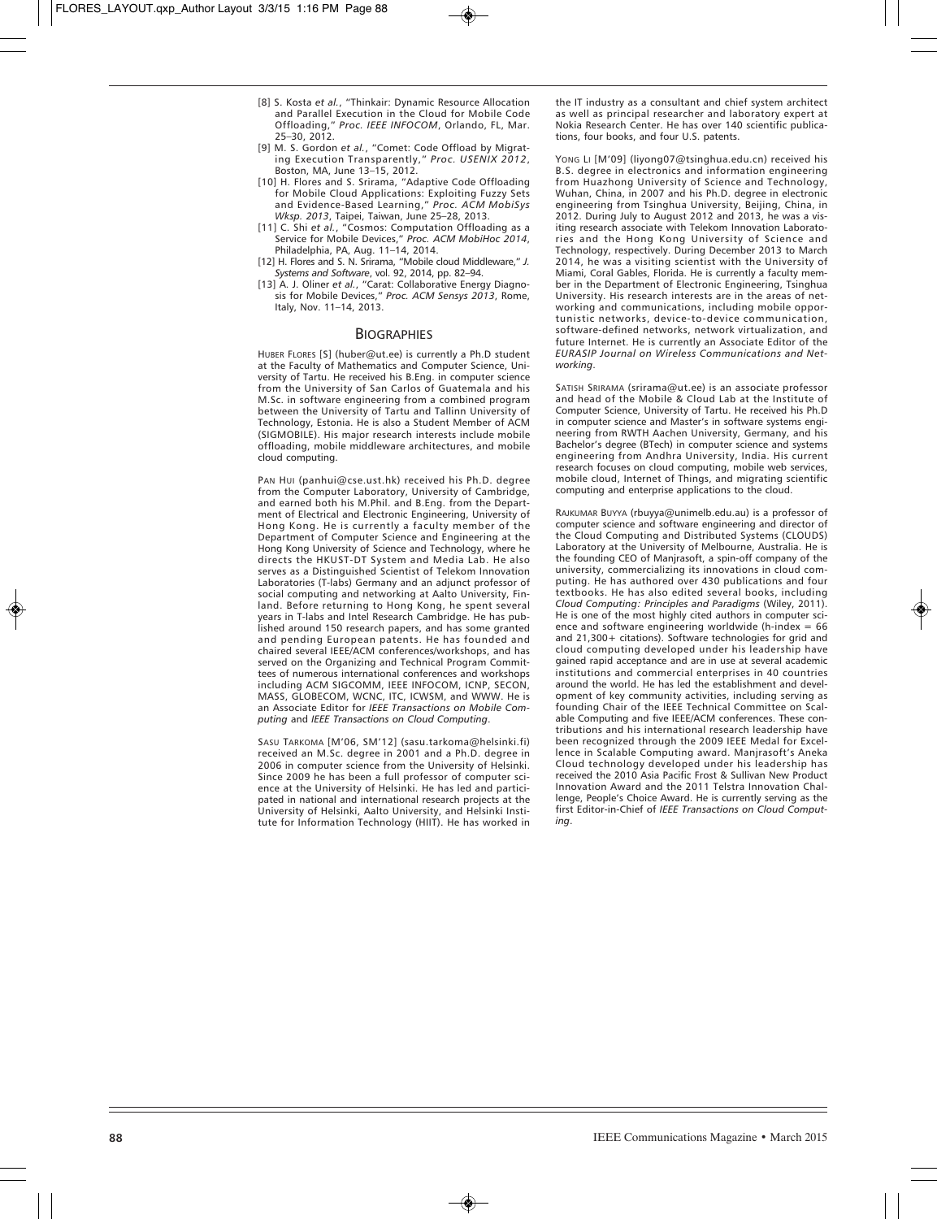[8] S. Kosta *et al.*, "Thinkair: Dynamic Resource Allocation and Parallel Execution in the Cloud for Mobile Code Offloading," *Proc. IEEE INFOCOM*, Orlando, FL, Mar. 25–30, 2012.

[9] M. S. Gordon *et al.*, "Comet: Code Offload by Migrating Execution Transparently," *Proc. USENIX 2012*, Boston, MA, June 13–15, 2012.

[10] H. Flores and S. Srirama, "Adaptive Code Offloading for Mobile Cloud Applications: Exploiting Fuzzy Sets and Evidence-Based Learning," *Proc. ACM MobiSys Wksp. 2013*, Taipei, Taiwan, June 25–28, 2013.

[11] C. Shi *et al.*, "Cosmos: Computation Offloading as a Service for Mobile Devices," *Proc. ACM MobiHoc 2014*, Philadelphia, PA, Aug. 11–14, 2014.

[12] H. Flores and S. N. Srirama, "Mobile cloud Middleware," *J. Systems and Software*, vol. 92, 2014, pp. 82–94.

[13] A. J. Oliner *et al.*, "Carat: Collaborative Energy Diagnosis for Mobile Devices," *Proc. ACM Sensys 2013*, Rome, Italy, Nov. 11–14, 2013.

## Biographies

HUBER FLORES [S] (huber@ut.ee) is currently a Ph.D student at the Faculty of Mathematics and Computer Science, University of Tartu. He received his B.Eng. in computer science from the University of San Carlos of Guatemala and his M.Sc. in software engineering from a combined program between the University of Tartu and Tallinn University of Technology, Estonia. He is also a Student Member of ACM (SIGMOBILE). His major research interests include mobile offloading, mobile middleware architectures, and mobile cloud computing.

PAN HUI (panhui@cse.ust.hk) received his Ph.D. degree from the Computer Laboratory, University of Cambridge, and earned both his M.Phil. and B.Eng. from the Department of Electrical and Electronic Engineering, University of Hong Kong. He is currently a faculty member of the Department of Computer Science and Engineering at the Hong Kong University of Science and Technology, where he directs the HKUST-DT System and Media Lab. He also serves as a Distinguished Scientist of Telekom Innovation Laboratories (T-labs) Germany and an adjunct professor of social computing and networking at Aalto University, Finland. Before returning to Hong Kong, he spent several years in T-labs and Intel Research Cambridge. He has published around 150 research papers, and has some granted and pending European patents. He has founded and chaired several IEEE/ACM conferences/workshops, and has served on the Organizing and Technical Program Committees of numerous international conferences and workshops including ACM SIGCOMM, IEEE INFOCOM, ICNP, SECON, MASS, GLOBECOM, WCNC, ITC, ICWSM, and WWW. He is an Associate Editor for *IEEE Transactions on Mobile Computing* and *IEEE Transactions on Cloud Computing*.

SASU TARKOMA [M'06, SM'12] (sasu.tarkoma@helsinki.fi) received an M.Sc. degree in 2001 and a Ph.D. degree in 2006 in computer science from the University of Helsinki. Since 2009 he has been a full professor of computer science at the University of Helsinki. He has led and participated in national and international research projects at the University of Helsinki, Aalto University, and Helsinki Institute for Information Technology (HIIT). He has worked in the IT industry as a consultant and chief system architect as well as principal researcher and laboratory expert at Nokia Research Center. He has over 140 scientific publications, four books, and four U.S. patents.

YONG LI [M'09] (liyong07@tsinghua.edu.cn) received his B.S. degree in electronics and information engineering from Huazhong University of Science and Technology, Wuhan, China, in 2007 and his Ph.D. degree in electronic engineering from Tsinghua University, Beijing, China, in 2012. During July to August 2012 and 2013, he was a visiting research associate with Telekom Innovation Laboratories and the Hong Kong University of Science and Technology, respectively. During December 2013 to March 2014, he was a visiting scientist with the University of Miami, Coral Gables, Florida. He is currently a faculty member in the Department of Electronic Engineering, Tsinghua University. His research interests are in the areas of networking and communications, including mobile opportunistic networks, device-to-device communication, software-defined networks, network virtualization, and future Internet. He is currently an Associate Editor of the *EURASIP Journal on Wireless Communications and Networking*.

SATISH SRIRAMA (srirama@ut.ee) is an associate professor and head of the Mobile & Cloud Lab at the Institute of Computer Science, University of Tartu. He received his Ph.D in computer science and Master's in software systems engineering from RWTH Aachen University, Germany, and his Bachelor's degree (BTech) in computer science and systems engineering from Andhra University, India. His current research focuses on cloud computing, mobile web services, mobile cloud, Internet of Things, and migrating scientific computing and enterprise applications to the cloud.

RAJKUMAR BUYYA (rbuyya@unimelb.edu.au) is a professor of computer science and software engineering and director of the Cloud Computing and Distributed Systems (CLOUDS) Laboratory at the University of Melbourne, Australia. He is the founding CEO of Manjrasoft, a spin-off company of the university, commercializing its innovations in cloud computing. He has authored over 430 publications and four textbooks. He has also edited several books, including *Cloud Computing: Principles and Paradigms* (Wiley, 2011). He is one of the most highly cited authors in computer science and software engineering worldwide (h-index = 66 and 21,300+ citations). Software technologies for grid and cloud computing developed under his leadership have gained rapid acceptance and are in use at several academic institutions and commercial enterprises in 40 countries around the world. He has led the establishment and development of key community activities, including serving as founding Chair of the IEEE Technical Committee on Scalable Computing and five IEEE/ACM conferences. These contributions and his international research leadership have been recognized through the 2009 IEEE Medal for Excellence in Scalable Computing award. Manjrasoft's Aneka Cloud technology developed under his leadership has received the 2010 Asia Pacific Frost & Sullivan New Product Innovation Award and the 2011 Telstra Innovation Challenge, People's Choice Award. He is currently serving as the first Editor-in-Chief of *IEEE Transactions on Cloud Computing*.